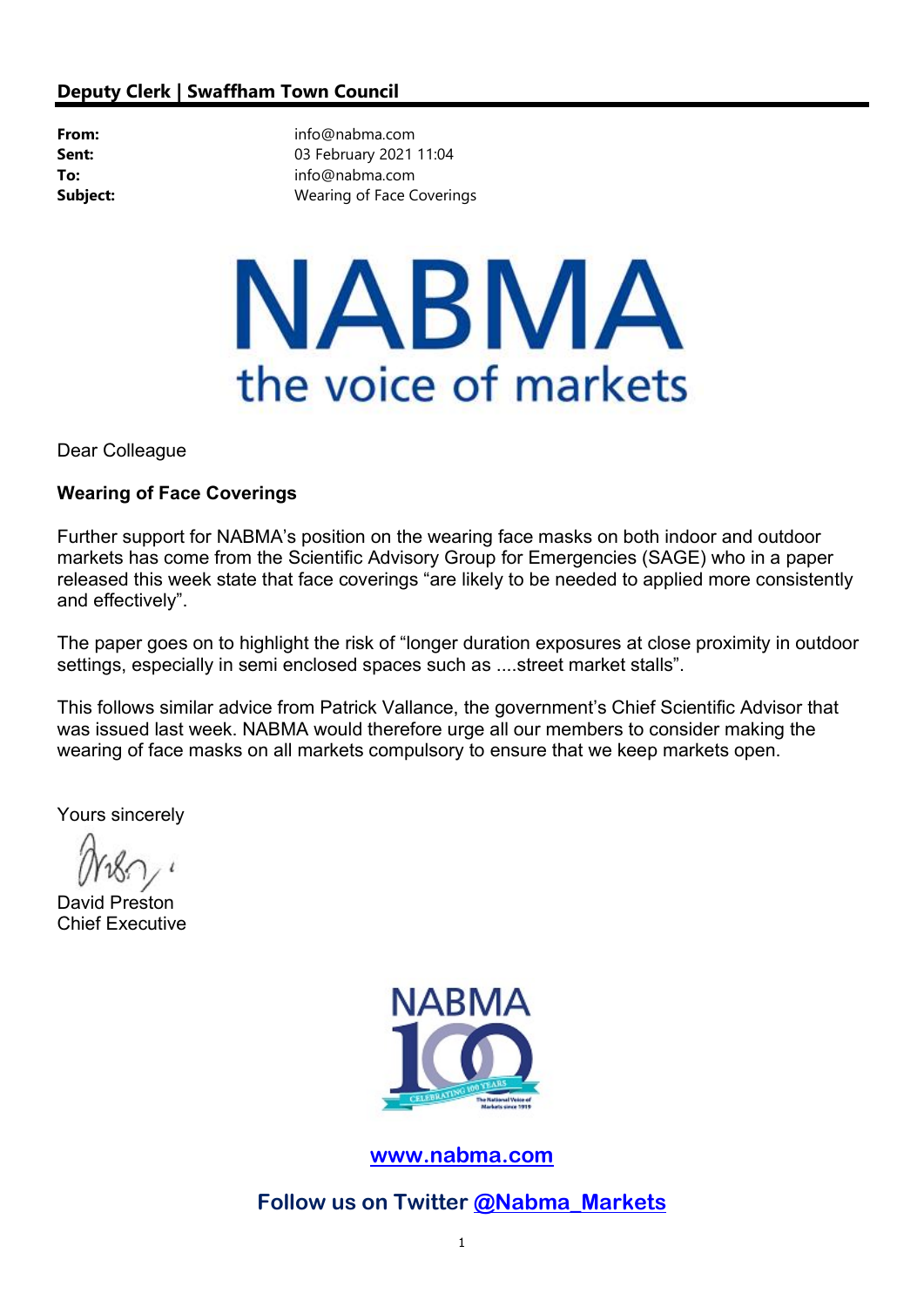**Deputy Clerk | Swaffham Town Council**

| | |
|---|---|
| **From:** | info@nabma.com |
| **Sent:** | 03 February 2021 11:04 |
| **To:** | info@nabma.com |
| **Subject:** | Wearing of Face Coverings |

NABMA

the voice of markets

Dear Colleague

**Wearing of Face Coverings**

Further support for NABMA's position on the wearing face masks on both indoor and outdoor markets has come from the Scientific Advisory Group for Emergencies (SAGE) who in a paper released this week state that face coverings "are likely to be needed to applied more consistently and effectively".

The paper goes on to highlight the risk of "longer duration exposures at close proximity in outdoor settings, especially in semi enclosed spaces such as ....street market stalls".

This follows similar advice from Patrick Vallance, the government's Chief Scientific Advisor that was issued last week. NABMA would therefore urge all our members to consider making the wearing of face masks on all markets compulsory to ensure that we keep markets open.

Yours sincerely

David Preston
Chief Executive

NABMA 100 CELEBRATING 100 YEARS The National Voice of Markets since 1919

**[www.nabma.com](http://www.nabma.com)**

**Follow us on Twitter @Nabma_Markets**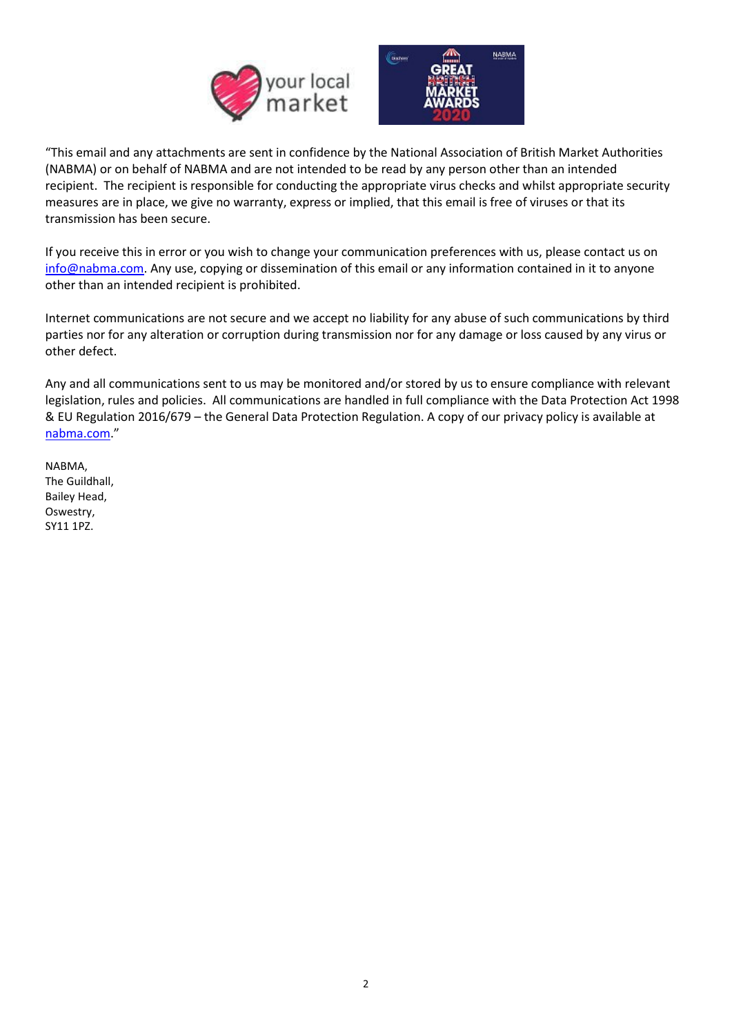"This email and any attachments are sent in confidence by the National Association of British Market Authorities (NABMA) or on behalf of NABMA and are not intended to be read by any person other than an intended recipient. The recipient is responsible for conducting the appropriate virus checks and whilst appropriate security measures are in place, we give no warranty, express or implied, that this email is free of viruses or that its transmission has been secure.

If you receive this in error or you wish to change your communication preferences with us, please contact us on info@nabma.com. Any use, copying or dissemination of this email or any information contained in it to anyone other than an intended recipient is prohibited.

Internet communications are not secure and we accept no liability for any abuse of such communications by third parties nor for any alteration or corruption during transmission nor for any damage or loss caused by any virus or other defect.

Any and all communications sent to us may be monitored and/or stored by us to ensure compliance with relevant legislation, rules and policies. All communications are handled in full compliance with the Data Protection Act 1998 & EU Regulation 2016/679 – the General Data Protection Regulation. A copy of our privacy policy is available at nabma.com."

NABMA,
The Guildhall,
Bailey Head,
Oswestry,
SY11 1PZ.